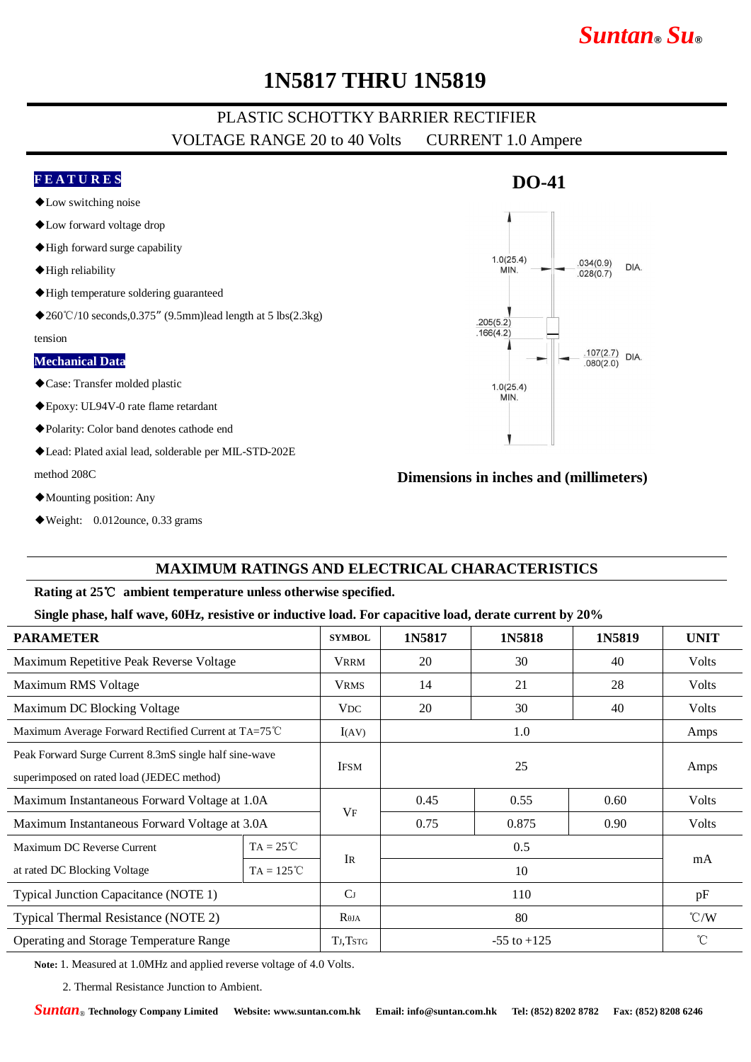# 1N5817 THRU 1N5819

PLASTIC SCHOTTKY BARRIER RECTIFIER

VOLTAGE RANGE 20 to 40 Volts CURRENT 1.0 Ampere

## FEATURES

- ◆Low switching noise
- ◆Low forward voltage drop
- ◆High forward surge capability
- ◆High reliability
- ◆High temperature soldering guaranteed
- ◆260℃/10 seconds,0.375" (9.5mm)lead length at 5 lbs(2.3kg) tension

## Mechanical Data

- ◆Case: Transfer molded plastic
- ◆Epoxy: UL94V-0 rate flame retardant
- ◆Polarity: Color band denotes cathode end
- ◆Lead: Plated axial lead, solderable per MIL-STD-202E method 208C
- ◆Mounting position: Any
- ◆Weight: 0.012ounce, 0.33 grams

## DO-41

1.0(25.4) MIN.

.034(0.9) .028(0.7) DIA.

.205(5.2) .166(4.2)

.107(2.7) .080(2.0) DIA.

1.0(25.4) MIN.

**Dimensions in inches and (millimeters)**

## MAXIMUM RATINGS AND ELECTRICAL CHARACTERISTICS

**Rating at 25℃ ambient temperature unless otherwise specified.**

**Single phase, half wave, 60Hz, resistive or inductive load. For capacitive load, derate current by 20%**

| PARAMETER | | SYMBOL | 1N5817 | 1N5818 | 1N5819 | UNIT |
|---|---|---|---|---|---|---|
| Maximum Repetitive Peak Reverse Voltage | | $V_{RRM}$ | 20 | 30 | 40 | Volts |
| Maximum RMS Voltage | | $V_{RMS}$ | 14 | 21 | 28 | Volts |
| Maximum DC Blocking Voltage | | $V_{DC}$ | 20 | 30 | 40 | Volts |
| Maximum Average Forward Rectified Current at $T_A$=75℃ | | $I_{(AV)}$ | 1.0 | | | Amps |
| Peak Forward Surge Current 8.3mS single half sine-wave superimposed on rated load (JEDEC method) | | $I_{FSM}$ | 25 | | | Amps |
| Maximum Instantaneous Forward Voltage at 1.0A | | $V_F$ | 0.45 | 0.55 | 0.60 | Volts |
| Maximum Instantaneous Forward Voltage at 3.0A | | $V_F$ | 0.75 | 0.875 | 0.90 | Volts |
| Maximum DC Reverse Current at rated DC Blocking Voltage | $T_A$ = 25℃ | $I_R$ | 0.5 | | | mA |
| | $T_A$ = 125℃ | | 10 | | | |
| Typical Junction Capacitance (NOTE 1) | | $C_J$ | 110 | | | pF |
| Typical Thermal Resistance (NOTE 2) | | $R_{\theta JA}$ | 80 | | | ℃/W |
| Operating and Storage Temperature Range | | $T_J$,$T_{STG}$ | -55 to +125 | | | ℃ |

**Note:** 1. Measured at 1.0MHz and applied reverse voltage of 4.0 Volts.

2. Thermal Resistance Junction to Ambient.

Suntan® Technology Company Limited Website: www.suntan.com.hk Email: info@suntan.com.hk Tel: (852) 8202 8782 Fax: (852) 8208 6246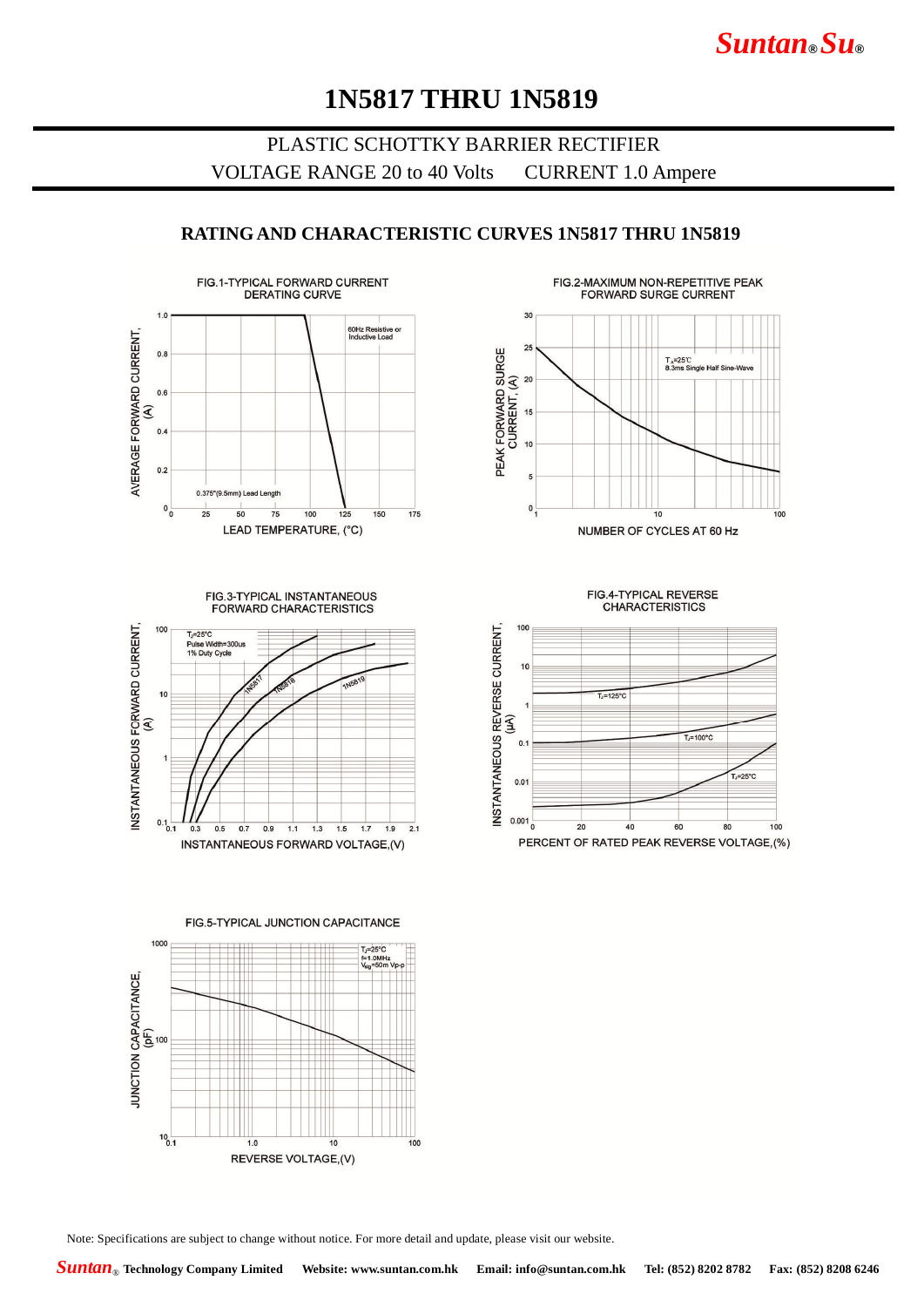# 1N5817 THRU 1N5819

PLASTIC SCHOTTKY BARRIER RECTIFIER

VOLTAGE RANGE 20 to 40 Volts CURRENT 1.0 Ampere

## RATING AND CHARACTERISTIC CURVES 1N5817 THRU 1N5819

FIG.1-TYPICAL FORWARD CURRENT DERATING CURVE

AVERAGE FORWARD CURRENT, (A)

1.0
0.8
0.6
0.4
0.2
0

60Hz Resistive or Inductive Load

0.375"(9.5mm) Lead Length

0 25 50 75 100 125 150 175

LEAD TEMPERATURE, (°C)

FIG.2-MAXIMUM NON-REPETITIVE PEAK FORWARD SURGE CURRENT

PEAK FORWARD SURGE CURRENT, (A)

30
25
20
15
10
5
0

$T_A$=25℃
8.3ms Single Half Sine-Wave

1 10 100

NUMBER OF CYCLES AT 60 Hz

FIG.3-TYPICAL INSTANTANEOUS FORWARD CHARACTERISTICS

INSTANTANEOUS FORWARD CURRENT, (A)

100
10
1
0.1

$T_J$=25°C
Pulse Width=300us
1% Duty Cycle

1N5817
1N5818
1N5819

0.1 0.3 0.5 0.7 0.9 1.1 1.3 1.5 1.7 1.9 2.1

INSTANTANEOUS FORWARD VOLTAGE,(V)

FIG.4-TYPICAL REVERSE CHARACTERISTICS

INSTANTANEOUS REVERSE CURRENT, (μA)

100
10
1
0.1
0.01
0.001

$T_J$=125°C
$T_J$=100°C
$T_J$=25°C

0 20 40 60 80 100

PERCENT OF RATED PEAK REVERSE VOLTAGE,(%)

FIG.5-TYPICAL JUNCTION CAPACITANCE

JUNCTION CAPACITANCE, (pF)

1000
100
10

$T_J$=25°C
f=1.0MHz
$V_{sig}$=50m Vp-p

0.1 1.0 10 100

REVERSE VOLTAGE,(V)

Note: Specifications are subject to change without notice. For more detail and update, please visit our website.